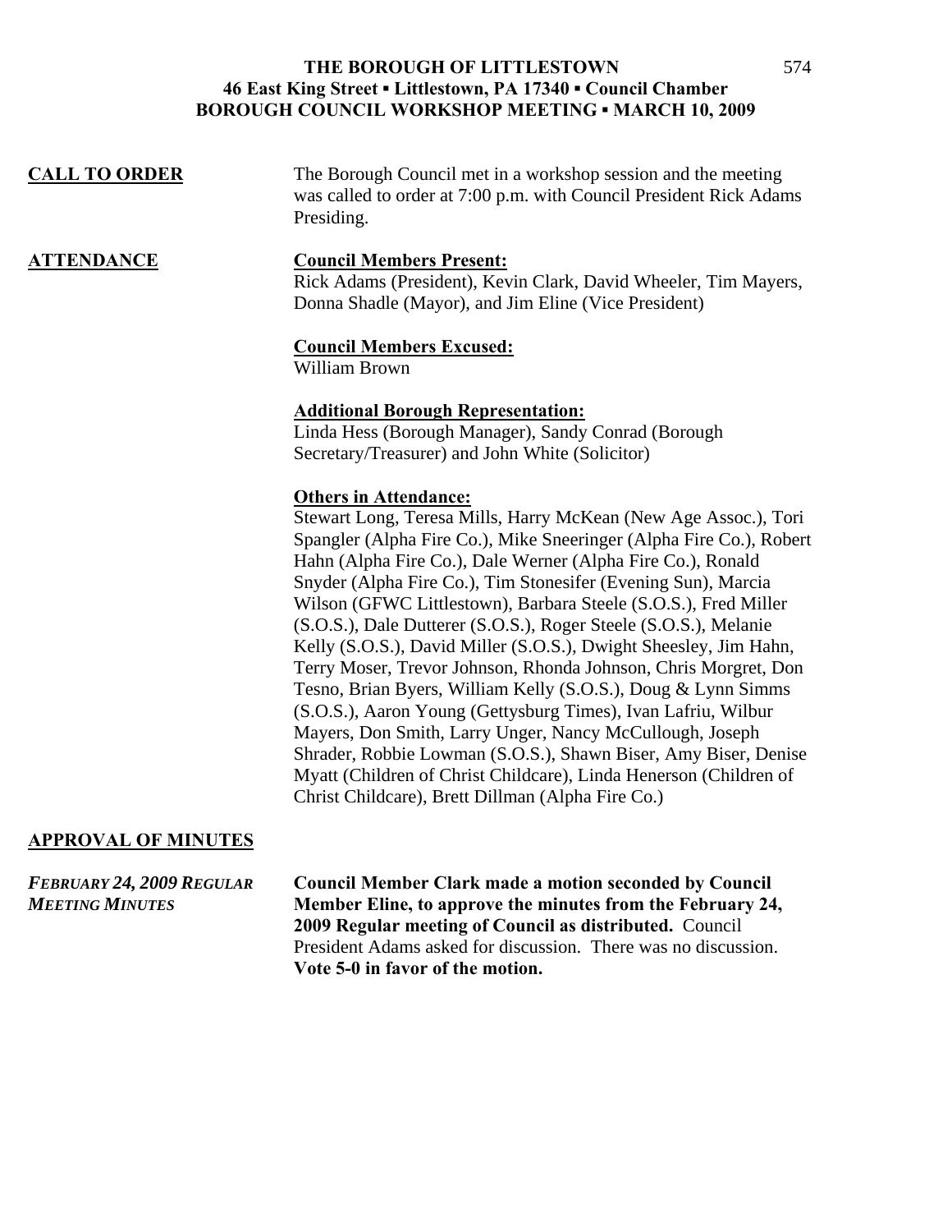**THE BOROUGH OF LITTLESTOWN**
**46 East King Street ▪ Littlestown, PA 17340 ▪ Council Chamber**
**BOROUGH COUNCIL WORKSHOP MEETING ▪ MARCH 10, 2009**

## CALL TO ORDER

The Borough Council met in a workshop session and the meeting was called to order at 7:00 p.m. with Council President Rick Adams Presiding.

## ATTENDANCE

**Council Members Present:**
Rick Adams (President), Kevin Clark, David Wheeler, Tim Mayers, Donna Shadle (Mayor), and Jim Eline (Vice President)

**Council Members Excused:**
William Brown

**Additional Borough Representation:**
Linda Hess (Borough Manager), Sandy Conrad (Borough Secretary/Treasurer) and John White (Solicitor)

**Others in Attendance:**
Stewart Long, Teresa Mills, Harry McKean (New Age Assoc.), Tori Spangler (Alpha Fire Co.), Mike Sneeringer (Alpha Fire Co.), Robert Hahn (Alpha Fire Co.), Dale Werner (Alpha Fire Co.), Ronald Snyder (Alpha Fire Co.), Tim Stonesifer (Evening Sun), Marcia Wilson (GFWC Littlestown), Barbara Steele (S.O.S.), Fred Miller (S.O.S.), Dale Dutterer (S.O.S.), Roger Steele (S.O.S.), Melanie Kelly (S.O.S.), David Miller (S.O.S.), Dwight Sheesley, Jim Hahn, Terry Moser, Trevor Johnson, Rhonda Johnson, Chris Morgret, Don Tesno, Brian Byers, William Kelly (S.O.S.), Doug & Lynn Simms (S.O.S.), Aaron Young (Gettysburg Times), Ivan Lafriu, Wilbur Mayers, Don Smith, Larry Unger, Nancy McCullough, Joseph Shrader, Robbie Lowman (S.O.S.), Shawn Biser, Amy Biser, Denise Myatt (Children of Christ Childcare), Linda Henerson (Children of Christ Childcare), Brett Dillman (Alpha Fire Co.)

## APPROVAL OF MINUTES

***FEBRUARY 24, 2009 REGULAR MEETING MINUTES***

**Council Member Clark made a motion seconded by Council Member Eline, to approve the minutes from the February 24, 2009 Regular meeting of Council as distributed.** Council President Adams asked for discussion. There was no discussion. **Vote 5-0 in favor of the motion.**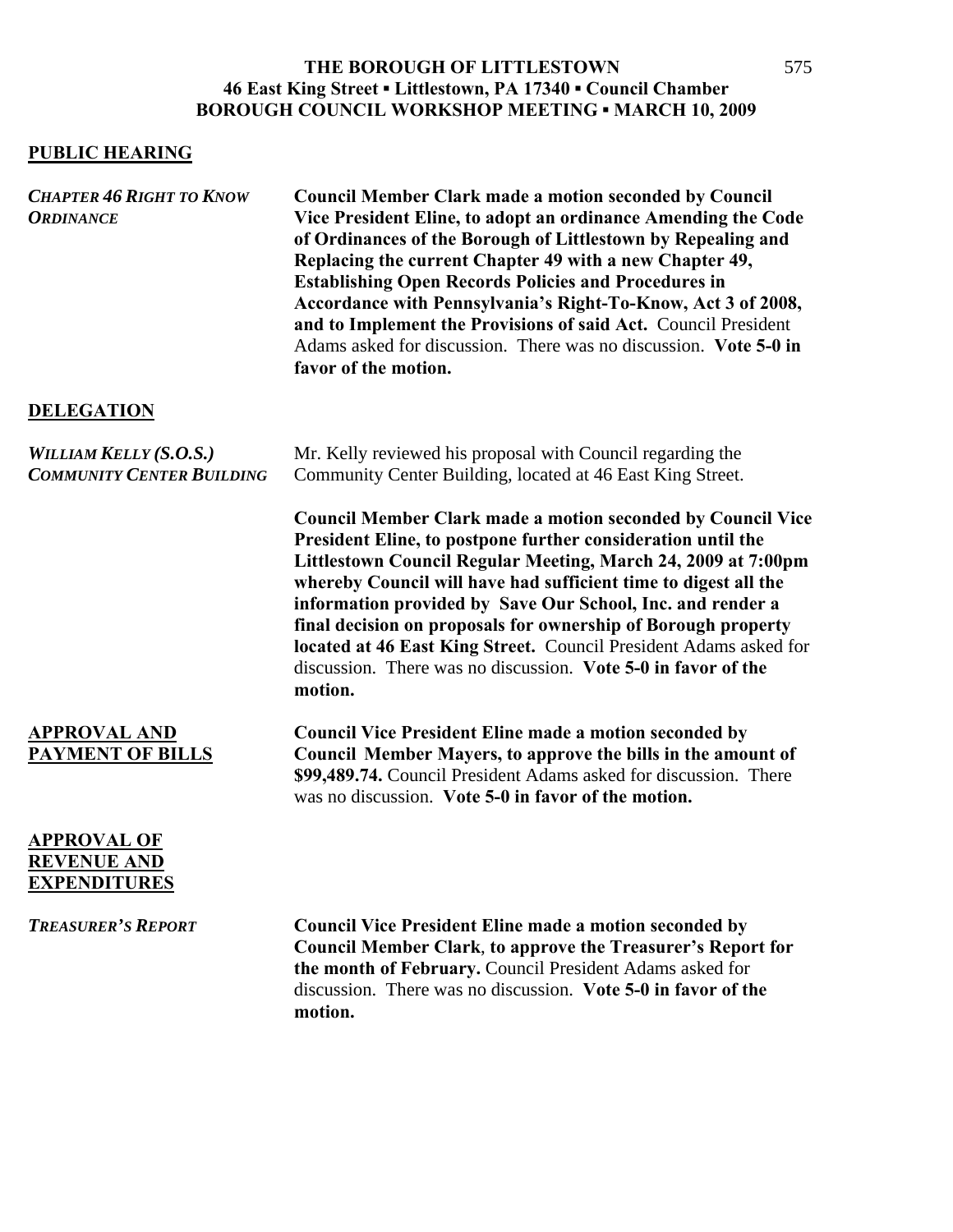**THE BOROUGH OF LITTLESTOWN**
**46 East King Street ▪ Littlestown, PA 17340 ▪ Council Chamber**
**BOROUGH COUNCIL WORKSHOP MEETING ▪ MARCH 10, 2009**

## PUBLIC HEARING

***CHAPTER 46 RIGHT TO KNOW ORDINANCE***

**Council Member Clark made a motion seconded by Council Vice President Eline, to adopt an ordinance Amending the Code of Ordinances of the Borough of Littlestown by Repealing and Replacing the current Chapter 49 with a new Chapter 49, Establishing Open Records Policies and Procedures in Accordance with Pennsylvania's Right-To-Know, Act 3 of 2008, and to Implement the Provisions of said Act.** Council President Adams asked for discussion. There was no discussion. **Vote 5-0 in favor of the motion.**

## DELEGATION

***WILLIAM KELLY (S.O.S.) COMMUNITY CENTER BUILDING***

Mr. Kelly reviewed his proposal with Council regarding the Community Center Building, located at 46 East King Street.

**Council Member Clark made a motion seconded by Council Vice President Eline, to postpone further consideration until the Littlestown Council Regular Meeting, March 24, 2009 at 7:00pm whereby Council will have had sufficient time to digest all the information provided by Save Our School, Inc. and render a final decision on proposals for ownership of Borough property located at 46 East King Street.** Council President Adams asked for discussion. There was no discussion. **Vote 5-0 in favor of the motion.**

## APPROVAL AND PAYMENT OF BILLS

**Council Vice President Eline made a motion seconded by Council Member Mayers, to approve the bills in the amount of $99,489.74.** Council President Adams asked for discussion. There was no discussion. **Vote 5-0 in favor of the motion.**

## APPROVAL OF REVENUE AND EXPENDITURES

***TREASURER'S REPORT***

**Council Vice President Eline made a motion seconded by Council Member Clark, to approve the Treasurer's Report for the month of February.** Council President Adams asked for discussion. There was no discussion. **Vote 5-0 in favor of the motion.**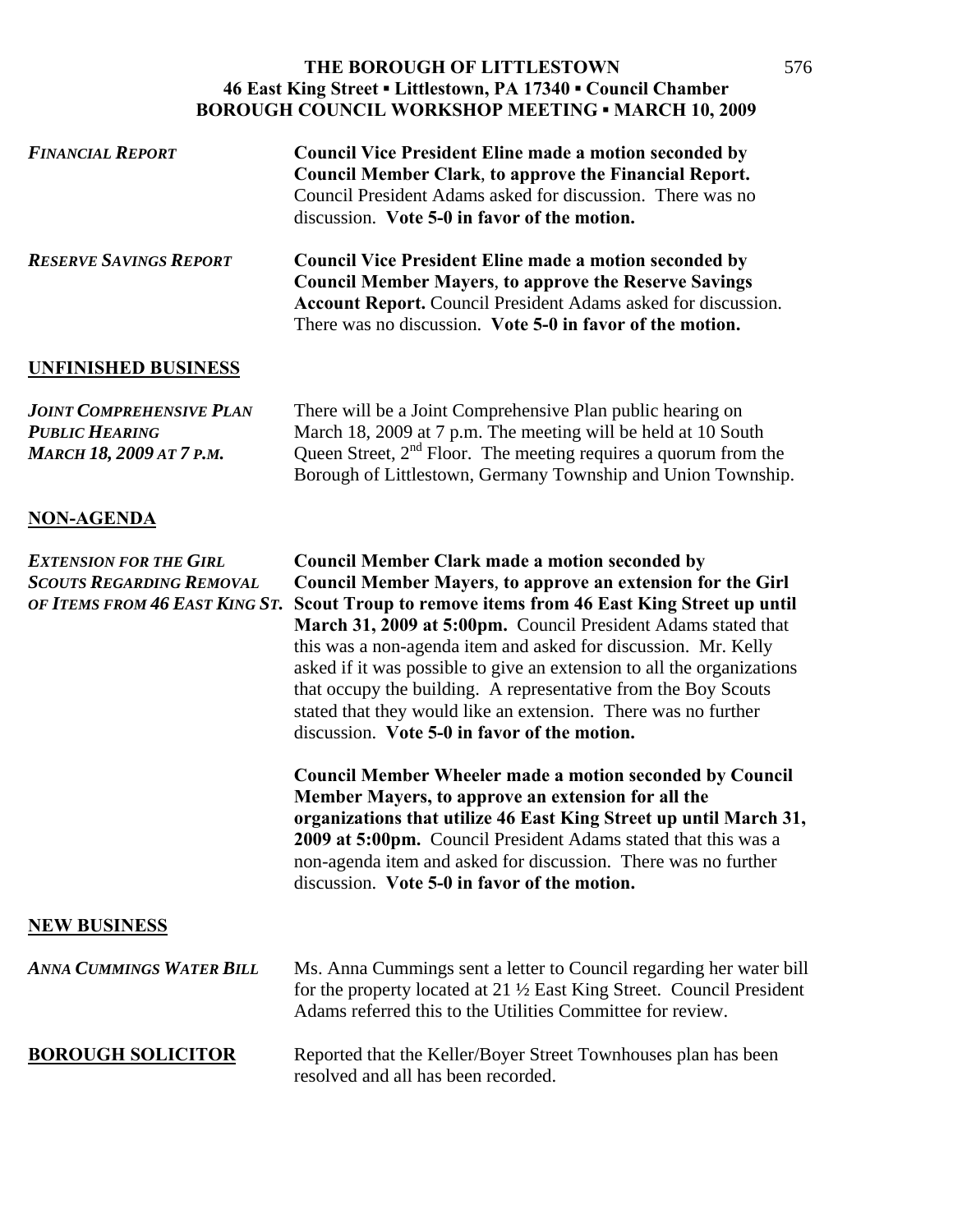**THE BOROUGH OF LITTLESTOWN**
**46 East King Street ▪ Littlestown, PA 17340 ▪ Council Chamber**
**BOROUGH COUNCIL WORKSHOP MEETING ▪ MARCH 10, 2009**

***FINANCIAL REPORT***

**Council Vice President Eline made a motion seconded by Council Member Clark, to approve the Financial Report.** Council President Adams asked for discussion. There was no discussion. **Vote 5-0 in favor of the motion.**

***RESERVE SAVINGS REPORT***

**Council Vice President Eline made a motion seconded by Council Member Mayers, to approve the Reserve Savings Account Report.** Council President Adams asked for discussion. There was no discussion. **Vote 5-0 in favor of the motion.**

## UNFINISHED BUSINESS

***JOINT COMPREHENSIVE PLAN PUBLIC HEARING MARCH 18, 2009 AT 7 P.M.***

There will be a Joint Comprehensive Plan public hearing on March 18, 2009 at 7 p.m. The meeting will be held at 10 South Queen Street, 2nd Floor. The meeting requires a quorum from the Borough of Littlestown, Germany Township and Union Township.

## NON-AGENDA

***EXTENSION FOR THE GIRL SCOUTS REGARDING REMOVAL OF ITEMS FROM 46 EAST KING ST.***

**Council Member Clark made a motion seconded by Council Member Mayers, to approve an extension for the Girl Scout Troup to remove items from 46 East King Street up until March 31, 2009 at 5:00pm.** Council President Adams stated that this was a non-agenda item and asked for discussion. Mr. Kelly asked if it was possible to give an extension to all the organizations that occupy the building. A representative from the Boy Scouts stated that they would like an extension. There was no further discussion. **Vote 5-0 in favor of the motion.**

**Council Member Wheeler made a motion seconded by Council Member Mayers, to approve an extension for all the organizations that utilize 46 East King Street up until March 31, 2009 at 5:00pm.** Council President Adams stated that this was a non-agenda item and asked for discussion. There was no further discussion. **Vote 5-0 in favor of the motion.**

## NEW BUSINESS

***ANNA CUMMINGS WATER BILL***

Ms. Anna Cummings sent a letter to Council regarding her water bill for the property located at 21 ½ East King Street. Council President Adams referred this to the Utilities Committee for review.

## BOROUGH SOLICITOR

Reported that the Keller/Boyer Street Townhouses plan has been resolved and all has been recorded.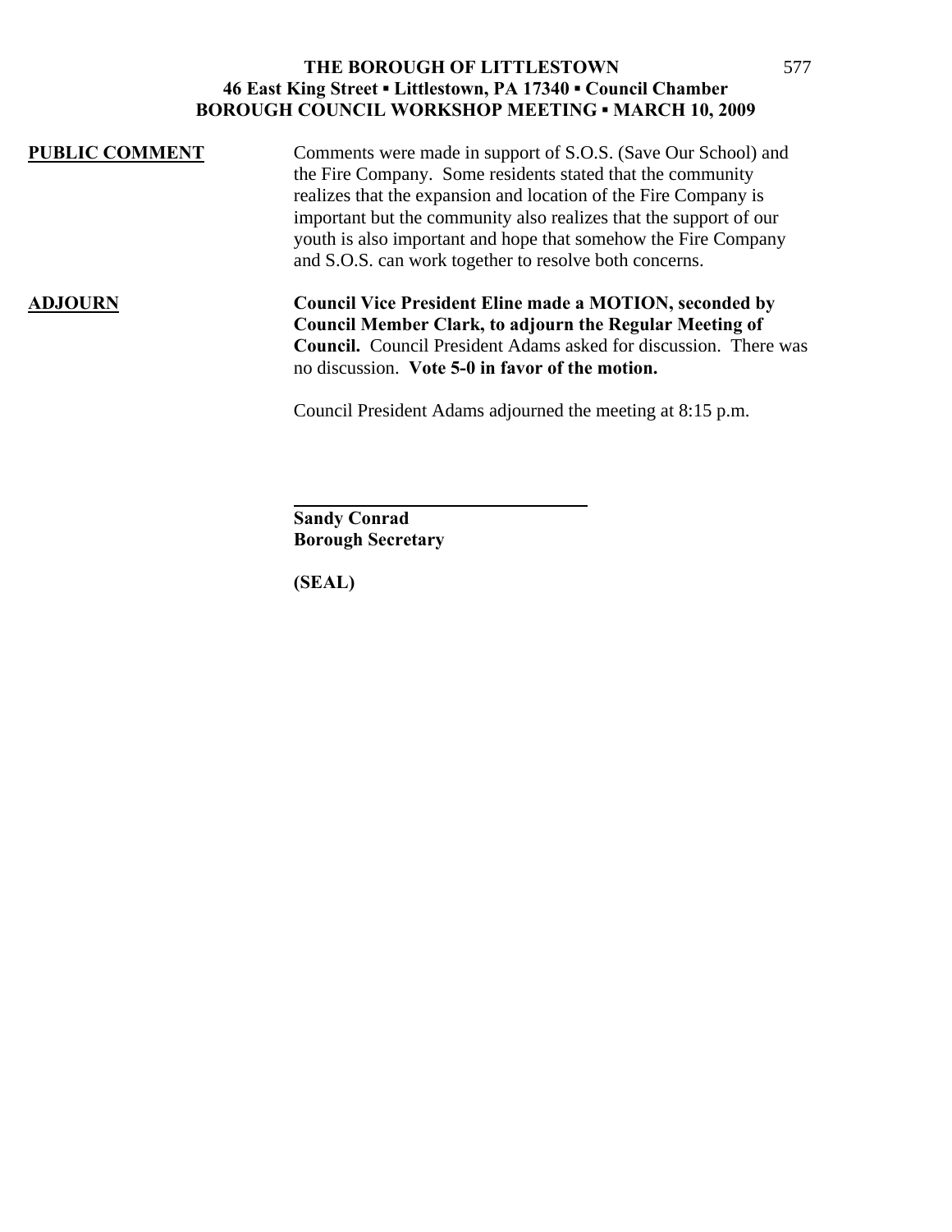**PUBLIC COMMENT**

Comments were made in support of S.O.S. (Save Our School) and the Fire Company. Some residents stated that the community realizes that the expansion and location of the Fire Company is important but the community also realizes that the support of our youth is also important and hope that somehow the Fire Company and S.O.S. can work together to resolve both concerns.

**ADJOURN**

**Council Vice President Eline made a MOTION, seconded by Council Member Clark, to adjourn the Regular Meeting of Council.** Council President Adams asked for discussion. There was no discussion. **Vote 5-0 in favor of the motion.**

Council President Adams adjourned the meeting at 8:15 p.m.

\_\_\_\_\_\_\_\_\_\_\_\_\_\_\_\_\_\_\_\_\_\_\_\_\_\_\_\_\_\_\_\_

**Sandy Conrad**
**Borough Secretary**

**(SEAL)**